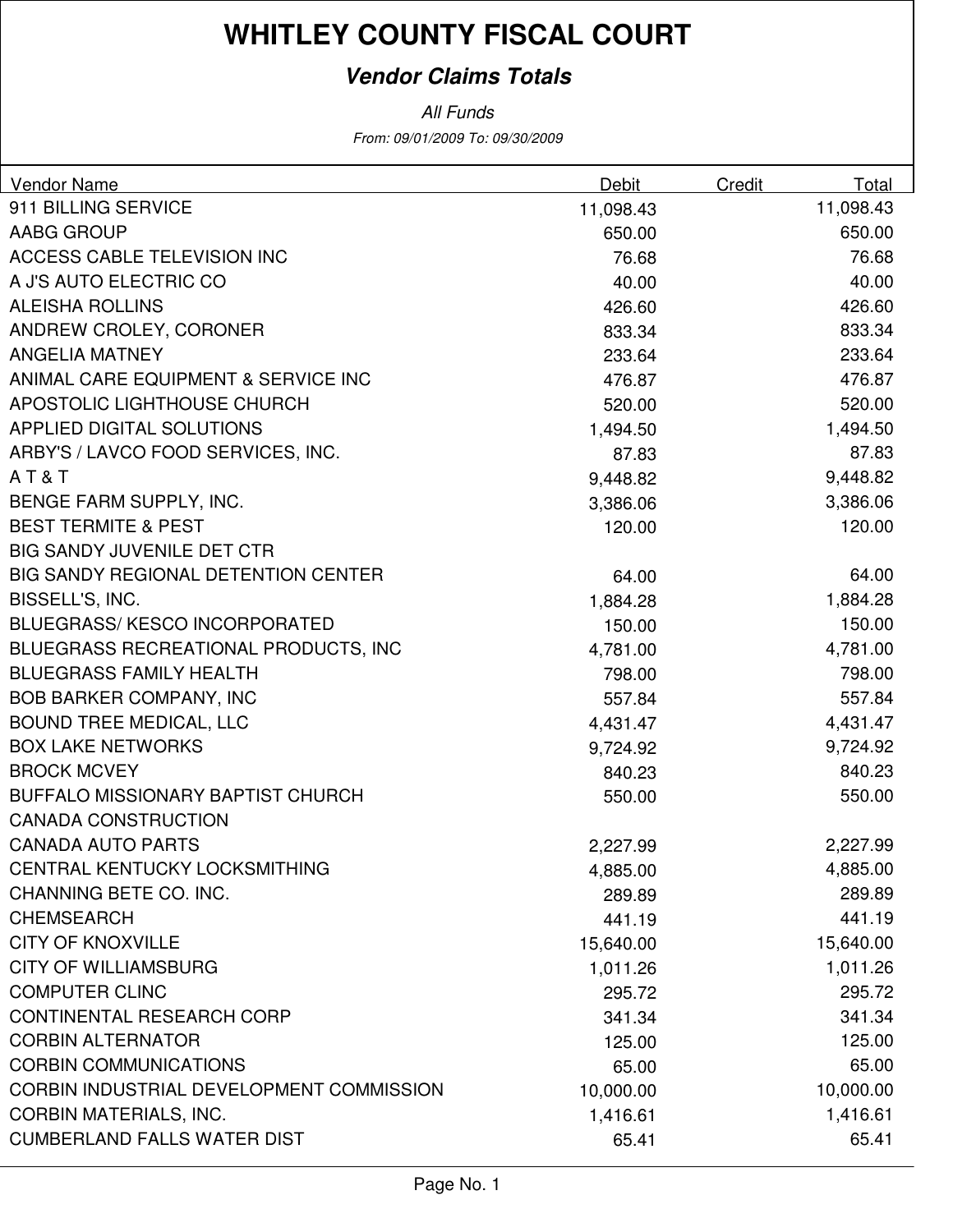# WHITLEY COUNTY FISCAL COURT

## *Vendor Claims Totals*

*All Funds*

*From: 09/01/2009 To: 09/30/2009*

| Vendor Name | Debit | Credit | Total |
|---|---|---|---|
| 911 BILLING SERVICE | 11,098.43 | | 11,098.43 |
| AABG GROUP | 650.00 | | 650.00 |
| ACCESS CABLE TELEVISION INC | 76.68 | | 76.68 |
| A J'S AUTO ELECTRIC CO | 40.00 | | 40.00 |
| ALEISHA ROLLINS | 426.60 | | 426.60 |
| ANDREW CROLEY, CORONER | 833.34 | | 833.34 |
| ANGELIA MATNEY | 233.64 | | 233.64 |
| ANIMAL CARE EQUIPMENT & SERVICE INC | 476.87 | | 476.87 |
| APOSTOLIC LIGHTHOUSE CHURCH | 520.00 | | 520.00 |
| APPLIED DIGITAL SOLUTIONS | 1,494.50 | | 1,494.50 |
| ARBY'S / LAVCO FOOD SERVICES, INC. | 87.83 | | 87.83 |
| A T & T | 9,448.82 | | 9,448.82 |
| BENGE FARM SUPPLY, INC. | 3,386.06 | | 3,386.06 |
| BEST TERMITE & PEST | 120.00 | | 120.00 |
| BIG SANDY JUVENILE DET CTR | | | |
| BIG SANDY REGIONAL DETENTION CENTER | 64.00 | | 64.00 |
| BISSELL'S, INC. | 1,884.28 | | 1,884.28 |
| BLUEGRASS/ KESCO INCORPORATED | 150.00 | | 150.00 |
| BLUEGRASS RECREATIONAL PRODUCTS, INC | 4,781.00 | | 4,781.00 |
| BLUEGRASS FAMILY HEALTH | 798.00 | | 798.00 |
| BOB BARKER COMPANY, INC | 557.84 | | 557.84 |
| BOUND TREE MEDICAL, LLC | 4,431.47 | | 4,431.47 |
| BOX LAKE NETWORKS | 9,724.92 | | 9,724.92 |
| BROCK MCVEY | 840.23 | | 840.23 |
| BUFFALO MISSIONARY BAPTIST CHURCH | 550.00 | | 550.00 |
| CANADA CONSTRUCTION | | | |
| CANADA AUTO PARTS | 2,227.99 | | 2,227.99 |
| CENTRAL KENTUCKY LOCKSMITHING | 4,885.00 | | 4,885.00 |
| CHANNING BETE CO. INC. | 289.89 | | 289.89 |
| CHEMSEARCH | 441.19 | | 441.19 |
| CITY OF KNOXVILLE | 15,640.00 | | 15,640.00 |
| CITY OF WILLIAMSBURG | 1,011.26 | | 1,011.26 |
| COMPUTER CLINC | 295.72 | | 295.72 |
| CONTINENTAL RESEARCH CORP | 341.34 | | 341.34 |
| CORBIN ALTERNATOR | 125.00 | | 125.00 |
| CORBIN COMMUNICATIONS | 65.00 | | 65.00 |
| CORBIN INDUSTRIAL DEVELOPMENT COMMISSION | 10,000.00 | | 10,000.00 |
| CORBIN MATERIALS, INC. | 1,416.61 | | 1,416.61 |
| CUMBERLAND FALLS WATER DIST | 65.41 | | 65.41 |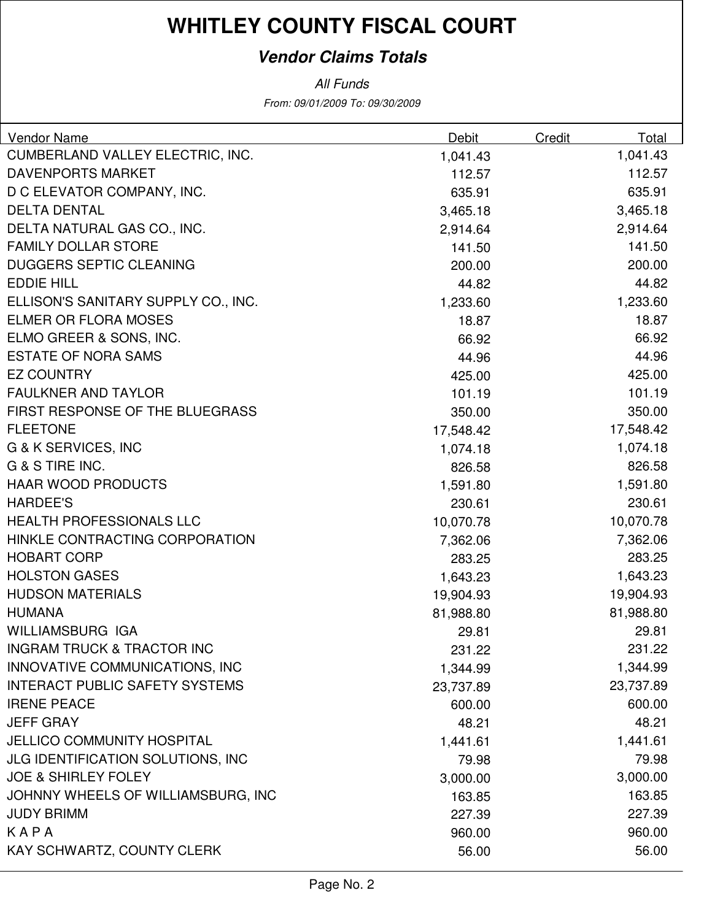# WHITLEY COUNTY FISCAL COURT

## *Vendor Claims Totals*

*All Funds*

*From: 09/01/2009 To: 09/30/2009*

| Vendor Name | Debit | Credit | Total |
|---|---|---|---|
| CUMBERLAND VALLEY ELECTRIC, INC. | 1,041.43 | | 1,041.43 |
| DAVENPORTS MARKET | 112.57 | | 112.57 |
| D C ELEVATOR COMPANY, INC. | 635.91 | | 635.91 |
| DELTA DENTAL | 3,465.18 | | 3,465.18 |
| DELTA NATURAL GAS CO., INC. | 2,914.64 | | 2,914.64 |
| FAMILY DOLLAR STORE | 141.50 | | 141.50 |
| DUGGERS SEPTIC CLEANING | 200.00 | | 200.00 |
| EDDIE HILL | 44.82 | | 44.82 |
| ELLISON'S SANITARY SUPPLY CO., INC. | 1,233.60 | | 1,233.60 |
| ELMER OR FLORA MOSES | 18.87 | | 18.87 |
| ELMO GREER & SONS, INC. | 66.92 | | 66.92 |
| ESTATE OF NORA SAMS | 44.96 | | 44.96 |
| EZ COUNTRY | 425.00 | | 425.00 |
| FAULKNER AND TAYLOR | 101.19 | | 101.19 |
| FIRST RESPONSE OF THE BLUEGRASS | 350.00 | | 350.00 |
| FLEETONE | 17,548.42 | | 17,548.42 |
| G & K SERVICES, INC | 1,074.18 | | 1,074.18 |
| G & S TIRE INC. | 826.58 | | 826.58 |
| HAAR WOOD PRODUCTS | 1,591.80 | | 1,591.80 |
| HARDEE'S | 230.61 | | 230.61 |
| HEALTH PROFESSIONALS LLC | 10,070.78 | | 10,070.78 |
| HINKLE CONTRACTING CORPORATION | 7,362.06 | | 7,362.06 |
| HOBART CORP | 283.25 | | 283.25 |
| HOLSTON GASES | 1,643.23 | | 1,643.23 |
| HUDSON MATERIALS | 19,904.93 | | 19,904.93 |
| HUMANA | 81,988.80 | | 81,988.80 |
| WILLIAMSBURG IGA | 29.81 | | 29.81 |
| INGRAM TRUCK & TRACTOR INC | 231.22 | | 231.22 |
| INNOVATIVE COMMUNICATIONS, INC | 1,344.99 | | 1,344.99 |
| INTERACT PUBLIC SAFETY SYSTEMS | 23,737.89 | | 23,737.89 |
| IRENE PEACE | 600.00 | | 600.00 |
| JEFF GRAY | 48.21 | | 48.21 |
| JELLICO COMMUNITY HOSPITAL | 1,441.61 | | 1,441.61 |
| JLG IDENTIFICATION SOLUTIONS, INC | 79.98 | | 79.98 |
| JOE & SHIRLEY FOLEY | 3,000.00 | | 3,000.00 |
| JOHNNY WHEELS OF WILLIAMSBURG, INC | 163.85 | | 163.85 |
| JUDY BRIMM | 227.39 | | 227.39 |
| K A P A | 960.00 | | 960.00 |
| KAY SCHWARTZ, COUNTY CLERK | 56.00 | | 56.00 |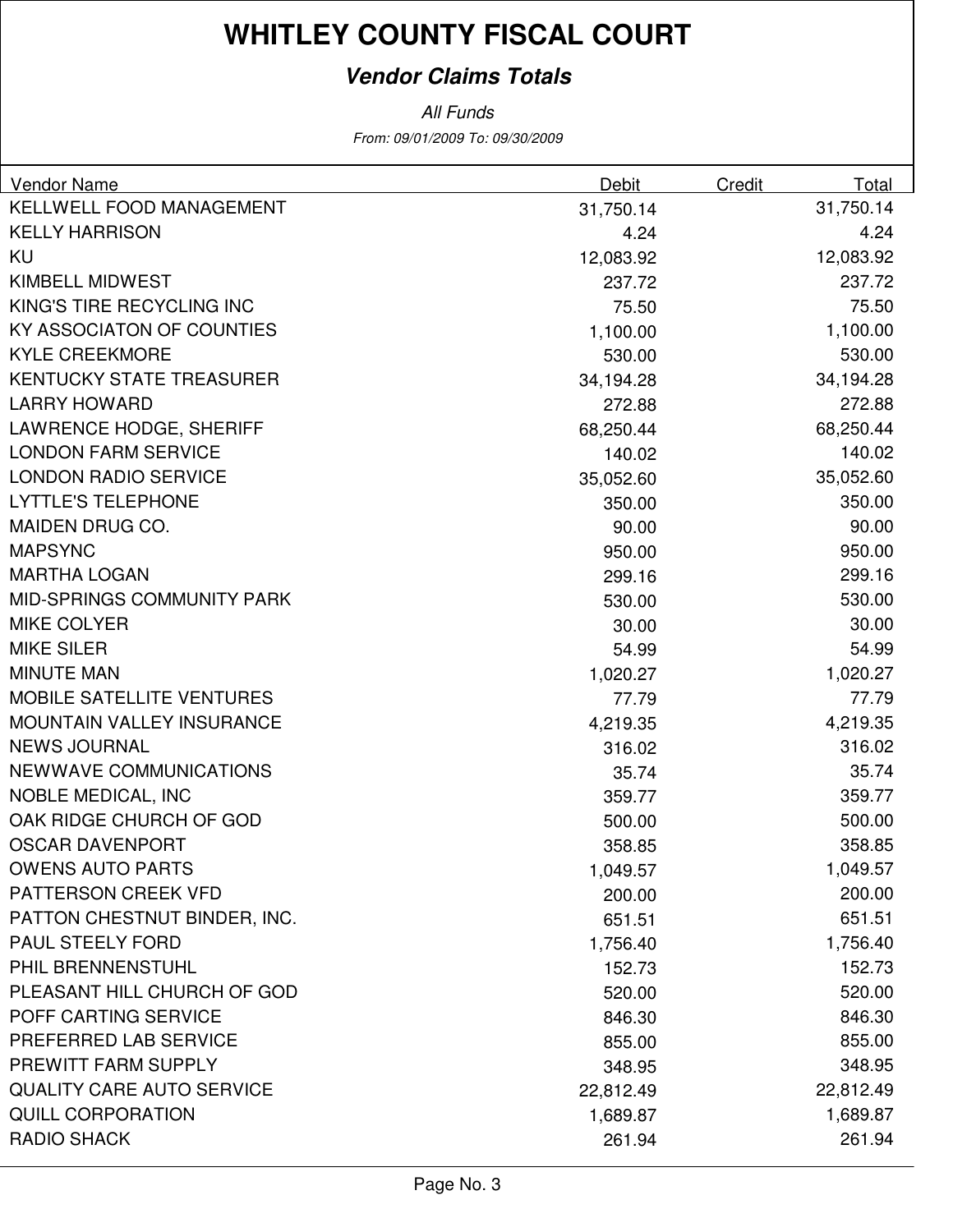# WHITLEY COUNTY FISCAL COURT

## *Vendor Claims Totals*

*All Funds*

*From: 09/01/2009 To: 09/30/2009*

| Vendor Name | Debit | Credit | Total |
|---|---|---|---|
| KELLWELL FOOD MANAGEMENT | 31,750.14 | | 31,750.14 |
| KELLY HARRISON | 4.24 | | 4.24 |
| KU | 12,083.92 | | 12,083.92 |
| KIMBELL MIDWEST | 237.72 | | 237.72 |
| KING'S TIRE RECYCLING INC | 75.50 | | 75.50 |
| KY ASSOCIATON OF COUNTIES | 1,100.00 | | 1,100.00 |
| KYLE CREEKMORE | 530.00 | | 530.00 |
| KENTUCKY STATE TREASURER | 34,194.28 | | 34,194.28 |
| LARRY HOWARD | 272.88 | | 272.88 |
| LAWRENCE HODGE, SHERIFF | 68,250.44 | | 68,250.44 |
| LONDON FARM SERVICE | 140.02 | | 140.02 |
| LONDON RADIO SERVICE | 35,052.60 | | 35,052.60 |
| LYTTLE'S TELEPHONE | 350.00 | | 350.00 |
| MAIDEN DRUG CO. | 90.00 | | 90.00 |
| MAPSYNC | 950.00 | | 950.00 |
| MARTHA LOGAN | 299.16 | | 299.16 |
| MID-SPRINGS COMMUNITY PARK | 530.00 | | 530.00 |
| MIKE COLYER | 30.00 | | 30.00 |
| MIKE SILER | 54.99 | | 54.99 |
| MINUTE MAN | 1,020.27 | | 1,020.27 |
| MOBILE SATELLITE VENTURES | 77.79 | | 77.79 |
| MOUNTAIN VALLEY INSURANCE | 4,219.35 | | 4,219.35 |
| NEWS JOURNAL | 316.02 | | 316.02 |
| NEWWAVE COMMUNICATIONS | 35.74 | | 35.74 |
| NOBLE MEDICAL, INC | 359.77 | | 359.77 |
| OAK RIDGE CHURCH OF GOD | 500.00 | | 500.00 |
| OSCAR DAVENPORT | 358.85 | | 358.85 |
| OWENS AUTO PARTS | 1,049.57 | | 1,049.57 |
| PATTERSON CREEK VFD | 200.00 | | 200.00 |
| PATTON CHESTNUT BINDER, INC. | 651.51 | | 651.51 |
| PAUL STEELY FORD | 1,756.40 | | 1,756.40 |
| PHIL BRENNENSTUHL | 152.73 | | 152.73 |
| PLEASANT HILL CHURCH OF GOD | 520.00 | | 520.00 |
| POFF CARTING SERVICE | 846.30 | | 846.30 |
| PREFERRED LAB SERVICE | 855.00 | | 855.00 |
| PREWITT FARM SUPPLY | 348.95 | | 348.95 |
| QUALITY CARE AUTO SERVICE | 22,812.49 | | 22,812.49 |
| QUILL CORPORATION | 1,689.87 | | 1,689.87 |
| RADIO SHACK | 261.94 | | 261.94 |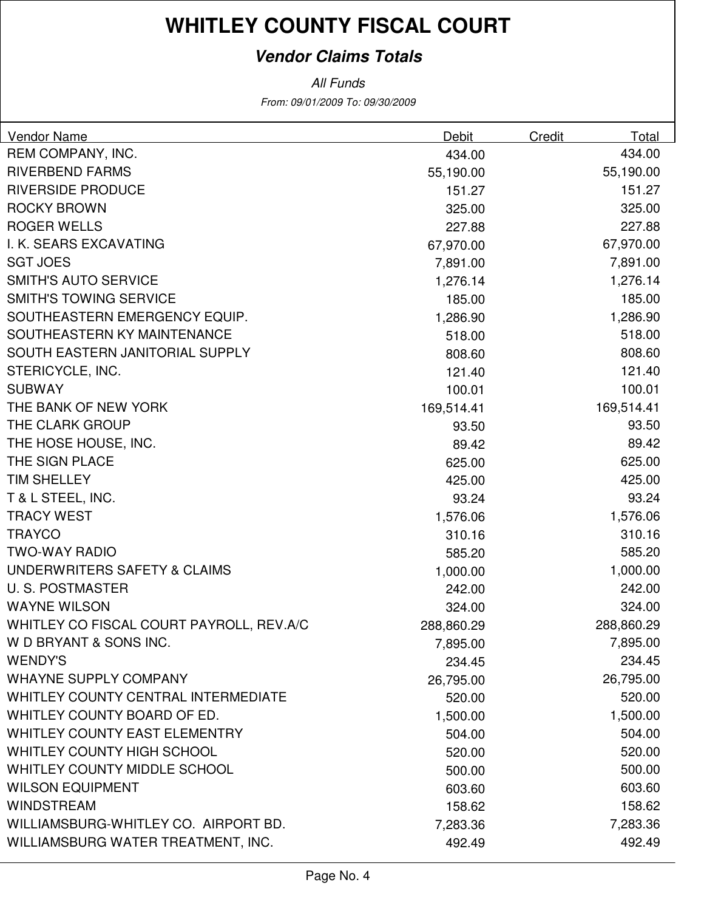# WHITLEY COUNTY FISCAL COURT

## *Vendor Claims Totals*

*All Funds*

*From: 09/01/2009 To: 09/30/2009*

| Vendor Name | Debit | Credit | Total |
|---|---:|---:|---:|
| REM COMPANY, INC. | 434.00 | | 434.00 |
| RIVERBEND FARMS | 55,190.00 | | 55,190.00 |
| RIVERSIDE PRODUCE | 151.27 | | 151.27 |
| ROCKY BROWN | 325.00 | | 325.00 |
| ROGER WELLS | 227.88 | | 227.88 |
| I. K. SEARS EXCAVATING | 67,970.00 | | 67,970.00 |
| SGT JOES | 7,891.00 | | 7,891.00 |
| SMITH'S AUTO SERVICE | 1,276.14 | | 1,276.14 |
| SMITH'S TOWING SERVICE | 185.00 | | 185.00 |
| SOUTHEASTERN EMERGENCY EQUIP. | 1,286.90 | | 1,286.90 |
| SOUTHEASTERN KY MAINTENANCE | 518.00 | | 518.00 |
| SOUTH EASTERN JANITORIAL SUPPLY | 808.60 | | 808.60 |
| STERICYCLE, INC. | 121.40 | | 121.40 |
| SUBWAY | 100.01 | | 100.01 |
| THE BANK OF NEW YORK | 169,514.41 | | 169,514.41 |
| THE CLARK GROUP | 93.50 | | 93.50 |
| THE HOSE HOUSE, INC. | 89.42 | | 89.42 |
| THE SIGN PLACE | 625.00 | | 625.00 |
| TIM SHELLEY | 425.00 | | 425.00 |
| T & L STEEL, INC. | 93.24 | | 93.24 |
| TRACY WEST | 1,576.06 | | 1,576.06 |
| TRAYCO | 310.16 | | 310.16 |
| TWO-WAY RADIO | 585.20 | | 585.20 |
| UNDERWRITERS SAFETY & CLAIMS | 1,000.00 | | 1,000.00 |
| U. S. POSTMASTER | 242.00 | | 242.00 |
| WAYNE WILSON | 324.00 | | 324.00 |
| WHITLEY CO FISCAL COURT PAYROLL, REV.A/C | 288,860.29 | | 288,860.29 |
| W D BRYANT & SONS INC. | 7,895.00 | | 7,895.00 |
| WENDY'S | 234.45 | | 234.45 |
| WHAYNE SUPPLY COMPANY | 26,795.00 | | 26,795.00 |
| WHITLEY COUNTY CENTRAL INTERMEDIATE | 520.00 | | 520.00 |
| WHITLEY COUNTY BOARD OF ED. | 1,500.00 | | 1,500.00 |
| WHITLEY COUNTY EAST ELEMENTRY | 504.00 | | 504.00 |
| WHITLEY COUNTY HIGH SCHOOL | 520.00 | | 520.00 |
| WHITLEY COUNTY MIDDLE SCHOOL | 500.00 | | 500.00 |
| WILSON EQUIPMENT | 603.60 | | 603.60 |
| WINDSTREAM | 158.62 | | 158.62 |
| WILLIAMSBURG-WHITLEY CO. AIRPORT BD. | 7,283.36 | | 7,283.36 |
| WILLIAMSBURG WATER TREATMENT, INC. | 492.49 | | 492.49 |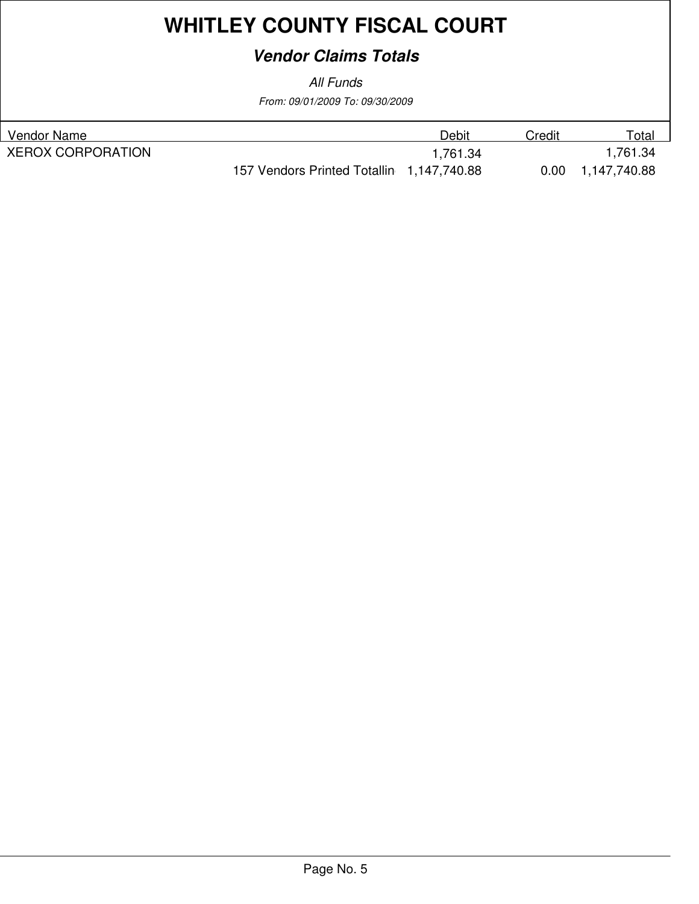# WHITLEY COUNTY FISCAL COURT

## *Vendor Claims Totals*

*All Funds*

*From: 09/01/2009 To: 09/30/2009*

| Vendor Name | | Debit | Credit | Total |
|---|---|---|---|---|
| XEROX CORPORATION | | 1,761.34 | | 1,761.34 |
| | 157 Vendors Printed Totallin | 1,147,740.88 | 0.00 | 1,147,740.88 |